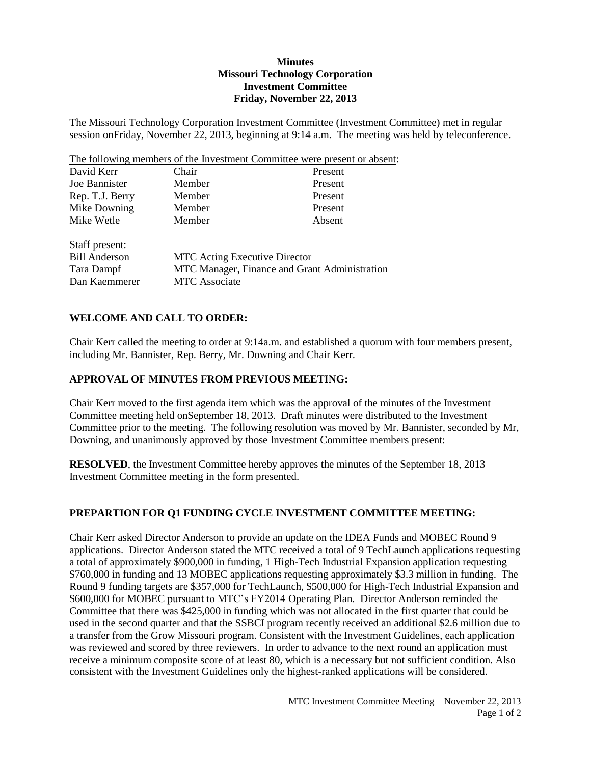**Minutes**
**Missouri Technology Corporation**
**Investment Committee**
**Friday, November 22, 2013**

The Missouri Technology Corporation Investment Committee (Investment Committee) met in regular session onFriday, November 22, 2013, beginning at 9:14 a.m. The meeting was held by teleconference.

The following members of the Investment Committee were present or absent:

| | | |
|---|---|---|
| David Kerr | Chair | Present |
| Joe Bannister | Member | Present |
| Rep. T.J. Berry | Member | Present |
| Mike Downing | Member | Present |
| Mike Wetle | Member | Absent |

Staff present:

| | |
|---|---|
| Bill Anderson | MTC Acting Executive Director |
| Tara Dampf | MTC Manager, Finance and Grant Administration |
| Dan Kaemmerer | MTC Associate |

## WELCOME AND CALL TO ORDER:

Chair Kerr called the meeting to order at 9:14a.m. and established a quorum with four members present, including Mr. Bannister, Rep. Berry, Mr. Downing and Chair Kerr.

## APPROVAL OF MINUTES FROM PREVIOUS MEETING:

Chair Kerr moved to the first agenda item which was the approval of the minutes of the Investment Committee meeting held onSeptember 18, 2013. Draft minutes were distributed to the Investment Committee prior to the meeting. The following resolution was moved by Mr. Bannister, seconded by Mr, Downing, and unanimously approved by those Investment Committee members present:

**RESOLVED**, the Investment Committee hereby approves the minutes of the September 18, 2013 Investment Committee meeting in the form presented.

## PREPARTION FOR Q1 FUNDING CYCLE INVESTMENT COMMITTEE MEETING:

Chair Kerr asked Director Anderson to provide an update on the IDEA Funds and MOBEC Round 9 applications. Director Anderson stated the MTC received a total of 9 TechLaunch applications requesting a total of approximately $900,000 in funding, 1 High-Tech Industrial Expansion application requesting $760,000 in funding and 13 MOBEC applications requesting approximately $3.3 million in funding. The Round 9 funding targets are $357,000 for TechLaunch, $500,000 for High-Tech Industrial Expansion and $600,000 for MOBEC pursuant to MTC's FY2014 Operating Plan. Director Anderson reminded the Committee that there was $425,000 in funding which was not allocated in the first quarter that could be used in the second quarter and that the SSBCI program recently received an additional $2.6 million due to a transfer from the Grow Missouri program. Consistent with the Investment Guidelines, each application was reviewed and scored by three reviewers. In order to advance to the next round an application must receive a minimum composite score of at least 80, which is a necessary but not sufficient condition. Also consistent with the Investment Guidelines only the highest-ranked applications will be considered.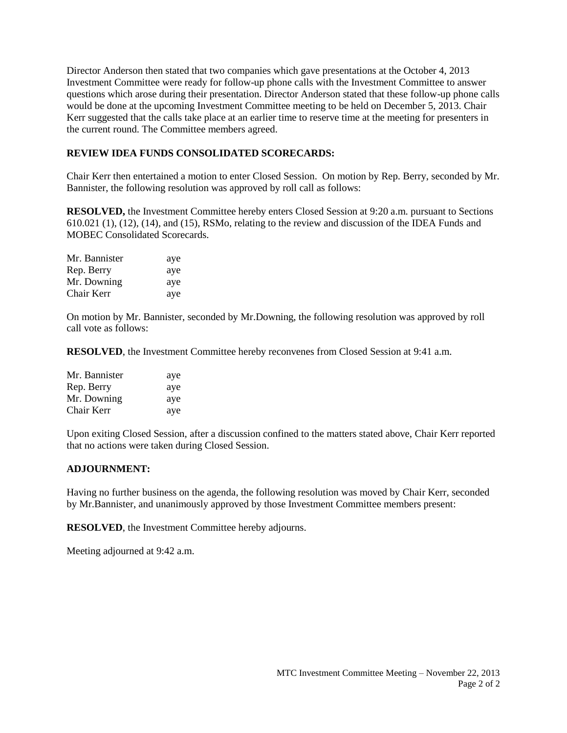Director Anderson then stated that two companies which gave presentations at the October 4, 2013 Investment Committee were ready for follow-up phone calls with the Investment Committee to answer questions which arose during their presentation. Director Anderson stated that these follow-up phone calls would be done at the upcoming Investment Committee meeting to be held on December 5, 2013. Chair Kerr suggested that the calls take place at an earlier time to reserve time at the meeting for presenters in the current round. The Committee members agreed.

**REVIEW IDEA FUNDS CONSOLIDATED SCORECARDS:**

Chair Kerr then entertained a motion to enter Closed Session. On motion by Rep. Berry, seconded by Mr. Bannister, the following resolution was approved by roll call as follows:

**RESOLVED,** the Investment Committee hereby enters Closed Session at 9:20 a.m. pursuant to Sections 610.021 (1), (12), (14), and (15), RSMo, relating to the review and discussion of the IDEA Funds and MOBEC Consolidated Scorecards.

| | |
|---|---|
| Mr. Bannister | aye |
| Rep. Berry | aye |
| Mr. Downing | aye |
| Chair Kerr | aye |

On motion by Mr. Bannister, seconded by Mr.Downing, the following resolution was approved by roll call vote as follows:

**RESOLVED**, the Investment Committee hereby reconvenes from Closed Session at 9:41 a.m.

| | |
|---|---|
| Mr. Bannister | aye |
| Rep. Berry | aye |
| Mr. Downing | aye |
| Chair Kerr | aye |

Upon exiting Closed Session, after a discussion confined to the matters stated above, Chair Kerr reported that no actions were taken during Closed Session.

**ADJOURNMENT:**

Having no further business on the agenda, the following resolution was moved by Chair Kerr, seconded by Mr.Bannister, and unanimously approved by those Investment Committee members present:

**RESOLVED**, the Investment Committee hereby adjourns.

Meeting adjourned at 9:42 a.m.